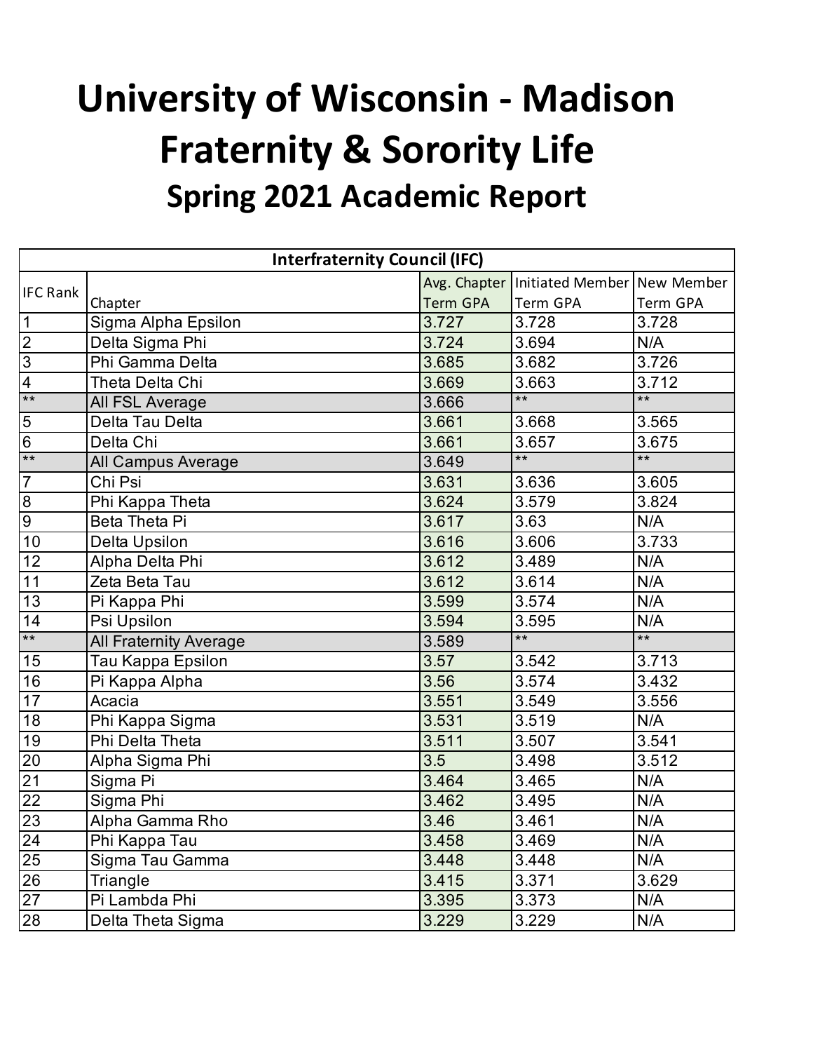# University of Wisconsin - Madison
# Fraternity & Sorority Life
## Spring 2021 Academic Report

| Interfraternity Council (IFC) | | | | |
|---|---|---|---|---|
| IFC Rank | Chapter | Avg. Chapter Term GPA | Initiated Member Term GPA | New Member Term GPA |
| 1 | Sigma Alpha Epsilon | 3.727 | 3.728 | 3.728 |
| 2 | Delta Sigma Phi | 3.724 | 3.694 | N/A |
| 3 | Phi Gamma Delta | 3.685 | 3.682 | 3.726 |
| 4 | Theta Delta Chi | 3.669 | 3.663 | 3.712 |
| ** | All FSL Average | 3.666 | ** | ** |
| 5 | Delta Tau Delta | 3.661 | 3.668 | 3.565 |
| 6 | Delta Chi | 3.661 | 3.657 | 3.675 |
| ** | All Campus Average | 3.649 | ** | ** |
| 7 | Chi Psi | 3.631 | 3.636 | 3.605 |
| 8 | Phi Kappa Theta | 3.624 | 3.579 | 3.824 |
| 9 | Beta Theta Pi | 3.617 | 3.63 | N/A |
| 10 | Delta Upsilon | 3.616 | 3.606 | 3.733 |
| 12 | Alpha Delta Phi | 3.612 | 3.489 | N/A |
| 11 | Zeta Beta Tau | 3.612 | 3.614 | N/A |
| 13 | Pi Kappa Phi | 3.599 | 3.574 | N/A |
| 14 | Psi Upsilon | 3.594 | 3.595 | N/A |
| ** | All Fraternity Average | 3.589 | ** | ** |
| 15 | Tau Kappa Epsilon | 3.57 | 3.542 | 3.713 |
| 16 | Pi Kappa Alpha | 3.56 | 3.574 | 3.432 |
| 17 | Acacia | 3.551 | 3.549 | 3.556 |
| 18 | Phi Kappa Sigma | 3.531 | 3.519 | N/A |
| 19 | Phi Delta Theta | 3.511 | 3.507 | 3.541 |
| 20 | Alpha Sigma Phi | 3.5 | 3.498 | 3.512 |
| 21 | Sigma Pi | 3.464 | 3.465 | N/A |
| 22 | Sigma Phi | 3.462 | 3.495 | N/A |
| 23 | Alpha Gamma Rho | 3.46 | 3.461 | N/A |
| 24 | Phi Kappa Tau | 3.458 | 3.469 | N/A |
| 25 | Sigma Tau Gamma | 3.448 | 3.448 | N/A |
| 26 | Triangle | 3.415 | 3.371 | 3.629 |
| 27 | Pi Lambda Phi | 3.395 | 3.373 | N/A |
| 28 | Delta Theta Sigma | 3.229 | 3.229 | N/A |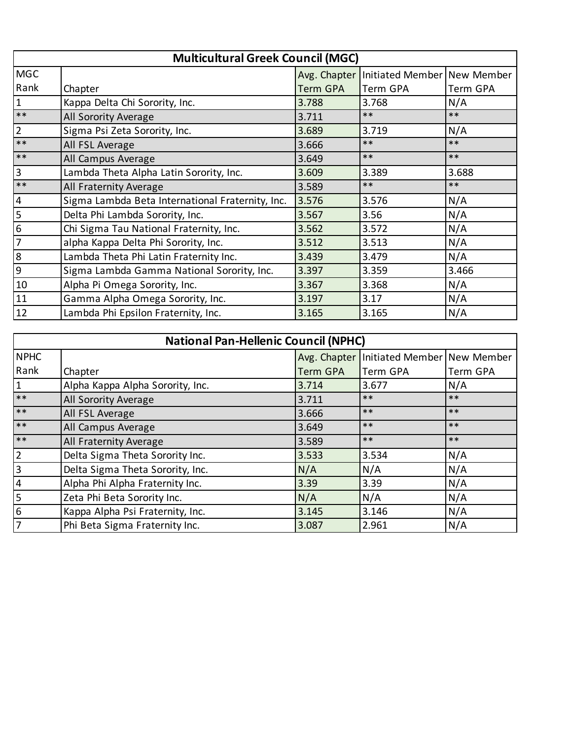| Multicultural Greek Council (MGC) | | | | |
|---|---|---|---|---|
| MGC Rank | Chapter | Avg. Chapter Term GPA | Initiated Member Term GPA | New Member Term GPA |
| 1 | Kappa Delta Chi Sorority, Inc. | 3.788 | 3.768 | N/A |
| ** | All Sorority Average | 3.711 | ** | ** |
| 2 | Sigma Psi Zeta Sorority, Inc. | 3.689 | 3.719 | N/A |
| ** | All FSL Average | 3.666 | ** | ** |
| ** | All Campus Average | 3.649 | ** | ** |
| 3 | Lambda Theta Alpha Latin Sorority, Inc. | 3.609 | 3.389 | 3.688 |
| ** | All Fraternity Average | 3.589 | ** | ** |
| 4 | Sigma Lambda Beta International Fraternity, Inc. | 3.576 | 3.576 | N/A |
| 5 | Delta Phi Lambda Sorority, Inc. | 3.567 | 3.56 | N/A |
| 6 | Chi Sigma Tau National Fraternity, Inc. | 3.562 | 3.572 | N/A |
| 7 | alpha Kappa Delta Phi Sorority, Inc. | 3.512 | 3.513 | N/A |
| 8 | Lambda Theta Phi Latin Fraternity Inc. | 3.439 | 3.479 | N/A |
| 9 | Sigma Lambda Gamma National Sorority, Inc. | 3.397 | 3.359 | 3.466 |
| 10 | Alpha Pi Omega Sorority, Inc. | 3.367 | 3.368 | N/A |
| 11 | Gamma Alpha Omega Sorority, Inc. | 3.197 | 3.17 | N/A |
| 12 | Lambda Phi Epsilon Fraternity, Inc. | 3.165 | 3.165 | N/A |

| National Pan-Hellenic Council (NPHC) | | | | |
|---|---|---|---|---|
| NPHC Rank | Chapter | Avg. Chapter Term GPA | Initiated Member Term GPA | New Member Term GPA |
| 1 | Alpha Kappa Alpha Sorority, Inc. | 3.714 | 3.677 | N/A |
| ** | All Sorority Average | 3.711 | ** | ** |
| ** | All FSL Average | 3.666 | ** | ** |
| ** | All Campus Average | 3.649 | ** | ** |
| ** | All Fraternity Average | 3.589 | ** | ** |
| 2 | Delta Sigma Theta Sorority Inc. | 3.533 | 3.534 | N/A |
| 3 | Delta Sigma Theta Sorority, Inc. | N/A | N/A | N/A |
| 4 | Alpha Phi Alpha Fraternity Inc. | 3.39 | 3.39 | N/A |
| 5 | Zeta Phi Beta Sorority Inc. | N/A | N/A | N/A |
| 6 | Kappa Alpha Psi Fraternity, Inc. | 3.145 | 3.146 | N/A |
| 7 | Phi Beta Sigma Fraternity Inc. | 3.087 | 2.961 | N/A |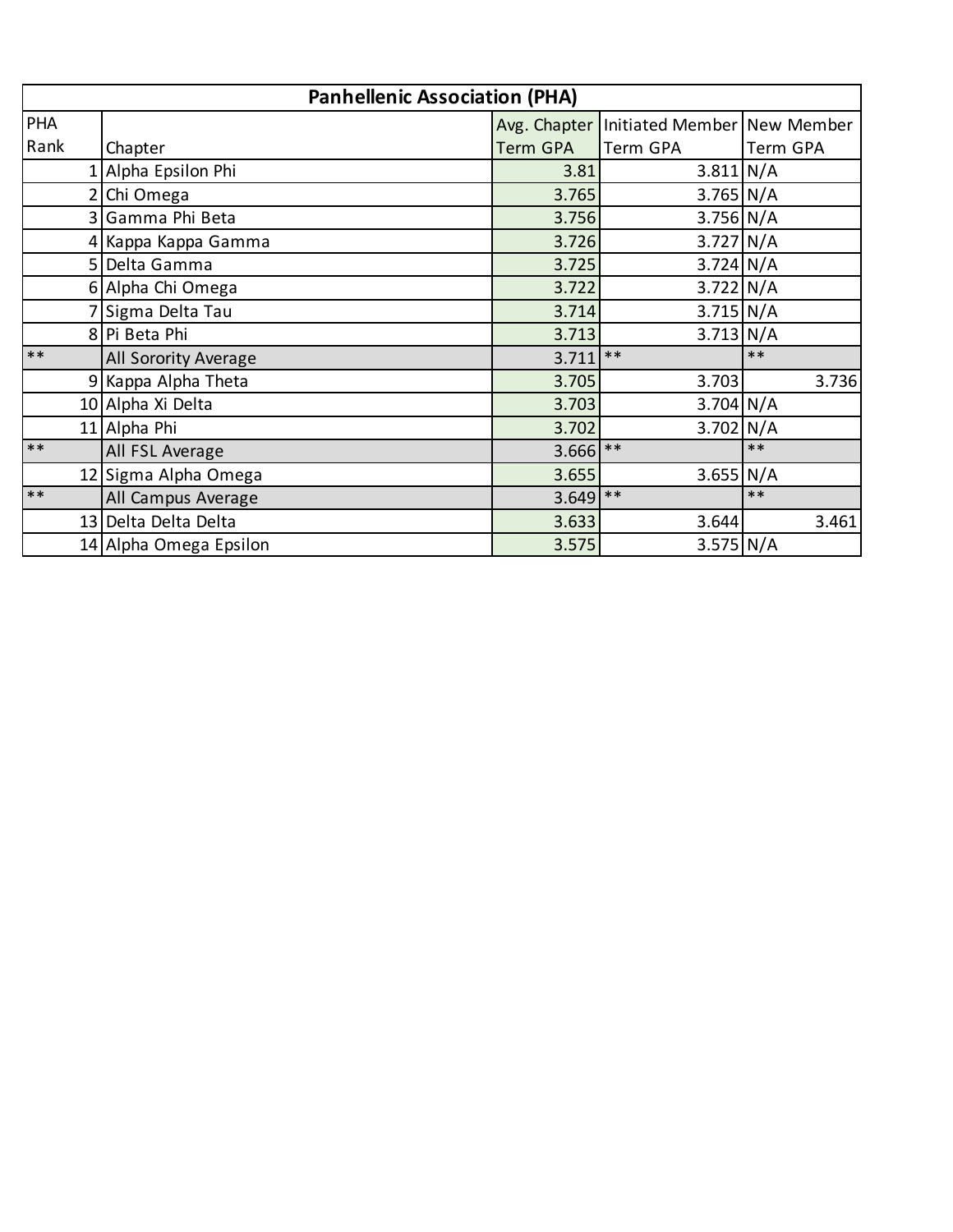| Panhellenic Association (PHA) | | | | |
|---|---|---|---|---|
| PHA Rank | Chapter | Avg. Chapter Term GPA | Initiated Member Term GPA | New Member Term GPA |
| 1 | Alpha Epsilon Phi | 3.81 | 3.811 | N/A |
| 2 | Chi Omega | 3.765 | 3.765 | N/A |
| 3 | Gamma Phi Beta | 3.756 | 3.756 | N/A |
| 4 | Kappa Kappa Gamma | 3.726 | 3.727 | N/A |
| 5 | Delta Gamma | 3.725 | 3.724 | N/A |
| 6 | Alpha Chi Omega | 3.722 | 3.722 | N/A |
| 7 | Sigma Delta Tau | 3.714 | 3.715 | N/A |
| 8 | Pi Beta Phi | 3.713 | 3.713 | N/A |
| ** | All Sorority Average | 3.711 | ** | ** |
| 9 | Kappa Alpha Theta | 3.705 | 3.703 | 3.736 |
| 10 | Alpha Xi Delta | 3.703 | 3.704 | N/A |
| 11 | Alpha Phi | 3.702 | 3.702 | N/A |
| ** | All FSL Average | 3.666 | ** | ** |
| 12 | Sigma Alpha Omega | 3.655 | 3.655 | N/A |
| ** | All Campus Average | 3.649 | ** | ** |
| 13 | Delta Delta Delta | 3.633 | 3.644 | 3.461 |
| 14 | Alpha Omega Epsilon | 3.575 | 3.575 | N/A |